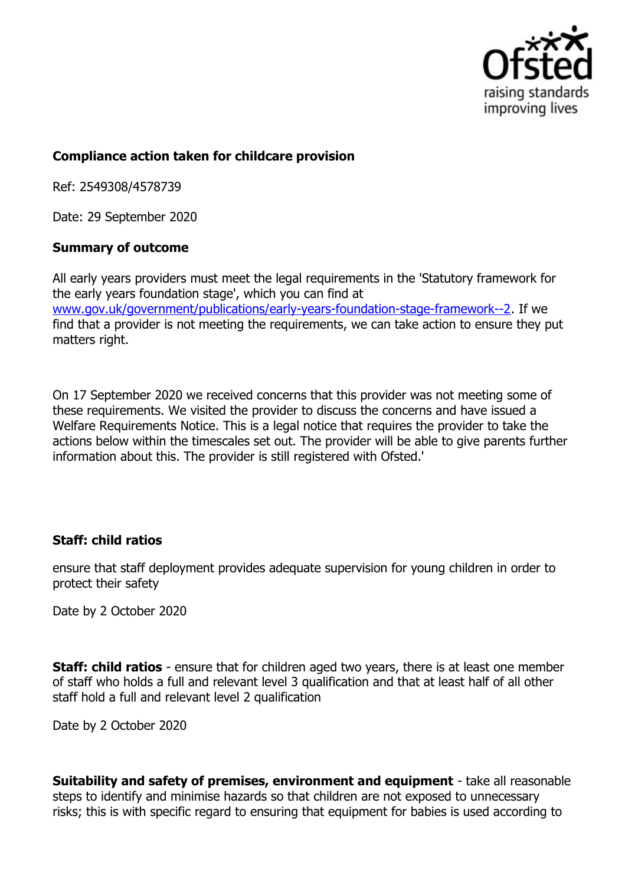**Compliance action taken for childcare provision**

Ref: 2549308/4578739

Date: 29 September 2020

**Summary of outcome**

All early years providers must meet the legal requirements in the 'Statutory framework for the early years foundation stage', which you can find at [www.gov.uk/government/publications/early-years-foundation-stage-framework--2](www.gov.uk/government/publications/early-years-foundation-stage-framework--2). If we find that a provider is not meeting the requirements, we can take action to ensure they put matters right.

On 17 September 2020 we received concerns that this provider was not meeting some of these requirements. We visited the provider to discuss the concerns and have issued a Welfare Requirements Notice. This is a legal notice that requires the provider to take the actions below within the timescales set out. The provider will be able to give parents further information about this. The provider is still registered with Ofsted.'

**Staff: child ratios**

ensure that staff deployment provides adequate supervision for young children in order to protect their safety

Date by 2 October 2020

**Staff: child ratios** - ensure that for children aged two years, there is at least one member of staff who holds a full and relevant level 3 qualification and that at least half of all other staff hold a full and relevant level 2 qualification

Date by 2 October 2020

**Suitability and safety of premises, environment and equipment** - take all reasonable steps to identify and minimise hazards so that children are not exposed to unnecessary risks; this is with specific regard to ensuring that equipment for babies is used according to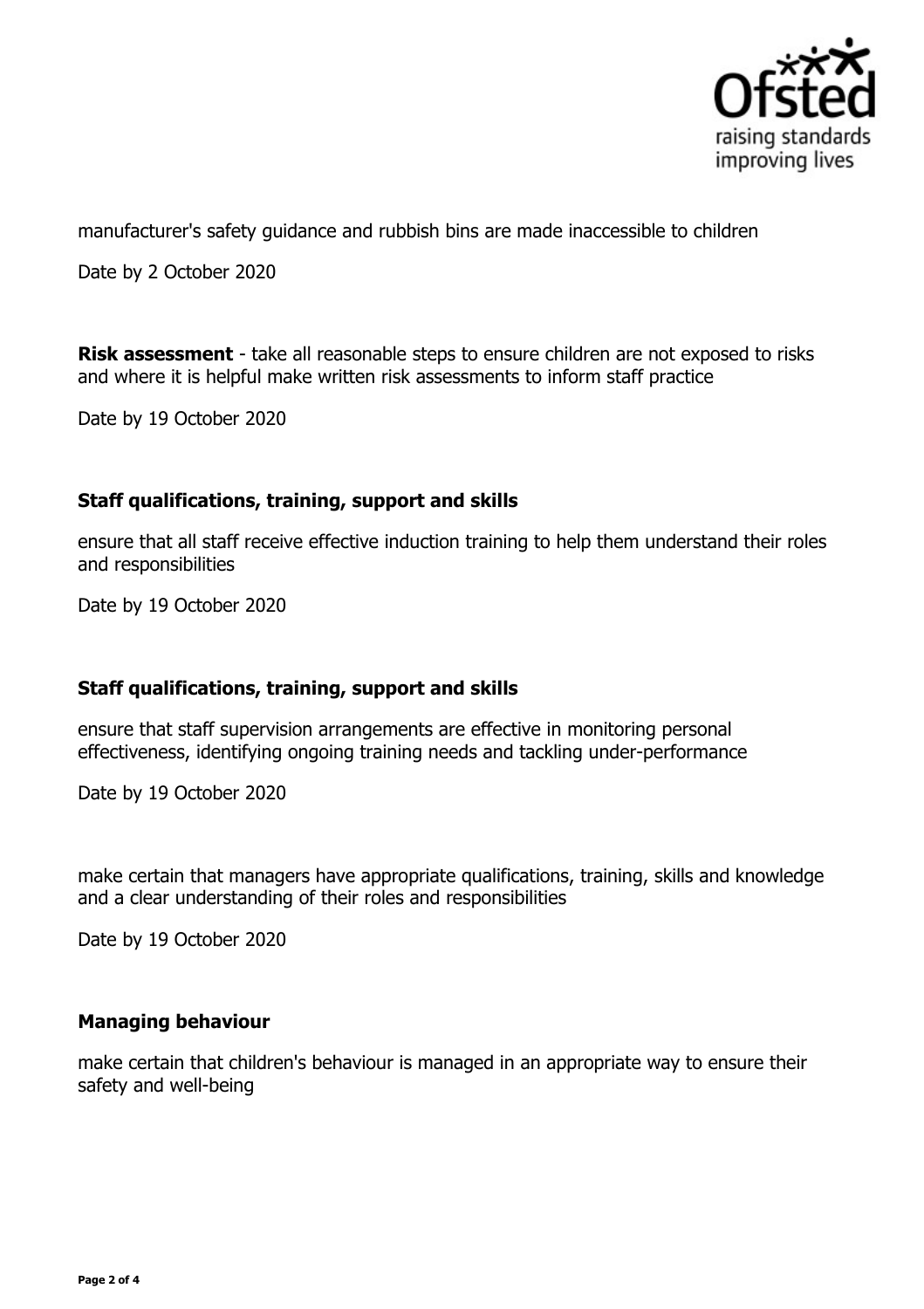manufacturer's safety guidance and rubbish bins are made inaccessible to children

Date by 2 October 2020

**Risk assessment** - take all reasonable steps to ensure children are not exposed to risks and where it is helpful make written risk assessments to inform staff practice

Date by 19 October 2020

### Staff qualifications, training, support and skills

ensure that all staff receive effective induction training to help them understand their roles and responsibilities

Date by 19 October 2020

### Staff qualifications, training, support and skills

ensure that staff supervision arrangements are effective in monitoring personal effectiveness, identifying ongoing training needs and tackling under-performance

Date by 19 October 2020

make certain that managers have appropriate qualifications, training, skills and knowledge and a clear understanding of their roles and responsibilities

Date by 19 October 2020

### Managing behaviour

make certain that children's behaviour is managed in an appropriate way to ensure their safety and well-being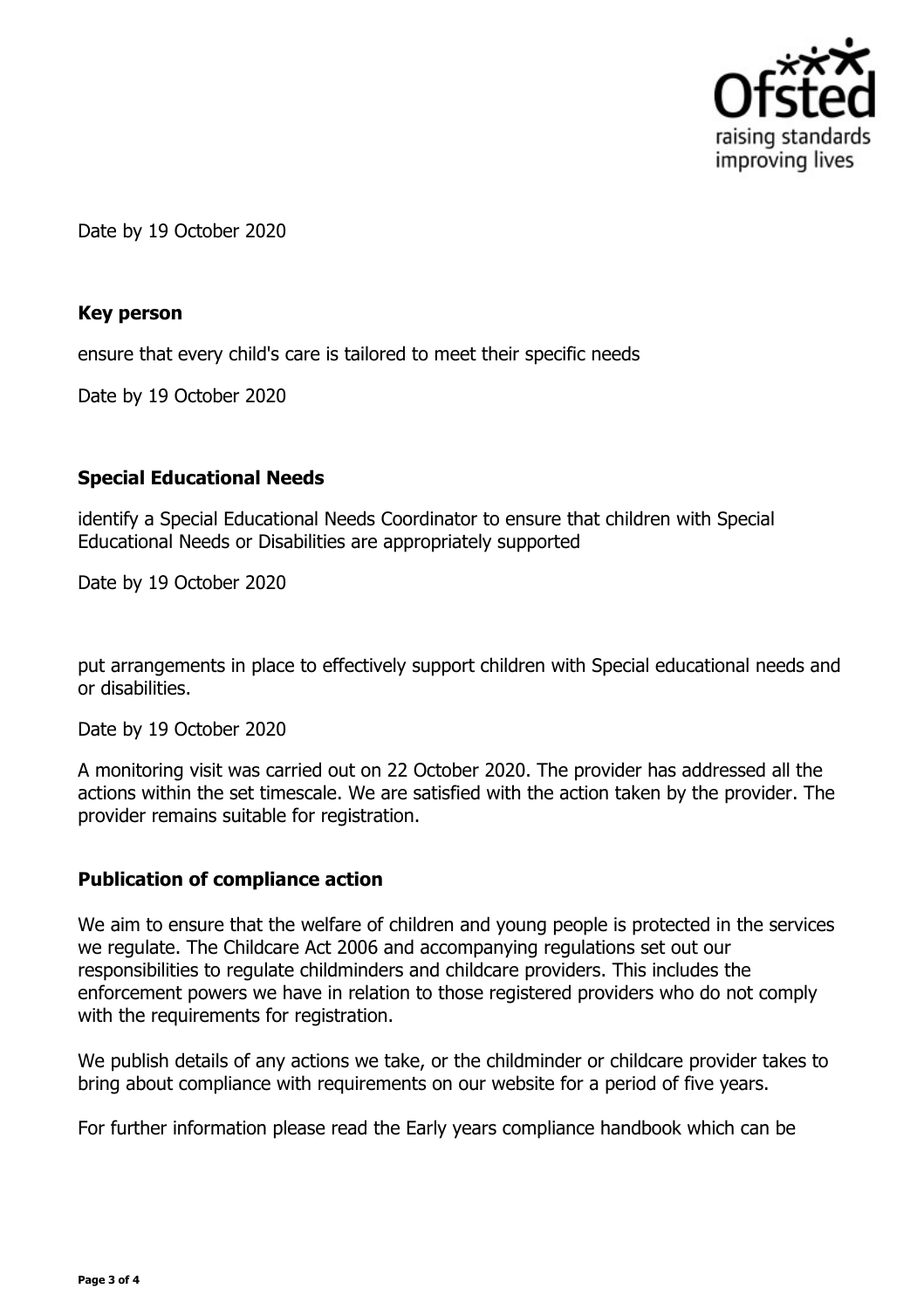Date by 19 October 2020

**Key person**

ensure that every child's care is tailored to meet their specific needs

Date by 19 October 2020

**Special Educational Needs**

identify a Special Educational Needs Coordinator to ensure that children with Special Educational Needs or Disabilities are appropriately supported

Date by 19 October 2020

put arrangements in place to effectively support children with Special educational needs and or disabilities.

Date by 19 October 2020

A monitoring visit was carried out on 22 October 2020. The provider has addressed all the actions within the set timescale. We are satisfied with the action taken by the provider. The provider remains suitable for registration.

## Publication of compliance action

We aim to ensure that the welfare of children and young people is protected in the services we regulate. The Childcare Act 2006 and accompanying regulations set out our responsibilities to regulate childminders and childcare providers. This includes the enforcement powers we have in relation to those registered providers who do not comply with the requirements for registration.

We publish details of any actions we take, or the childminder or childcare provider takes to bring about compliance with requirements on our website for a period of five years.

For further information please read the Early years compliance handbook which can be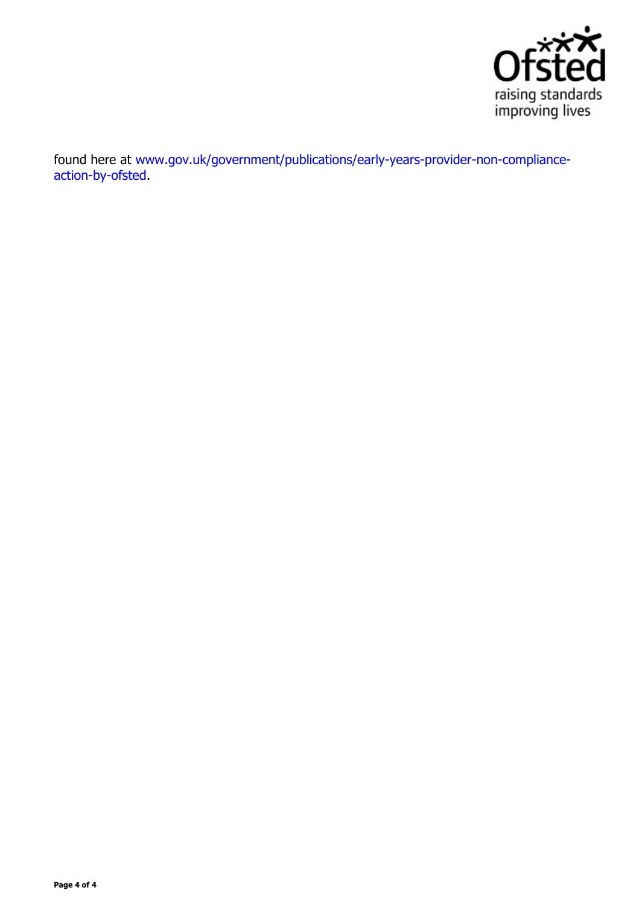found here at [www.gov.uk/government/publications/early-years-provider-non-compliance-action-by-ofsted](www.gov.uk/government/publications/early-years-provider-non-compliance-action-by-ofsted).